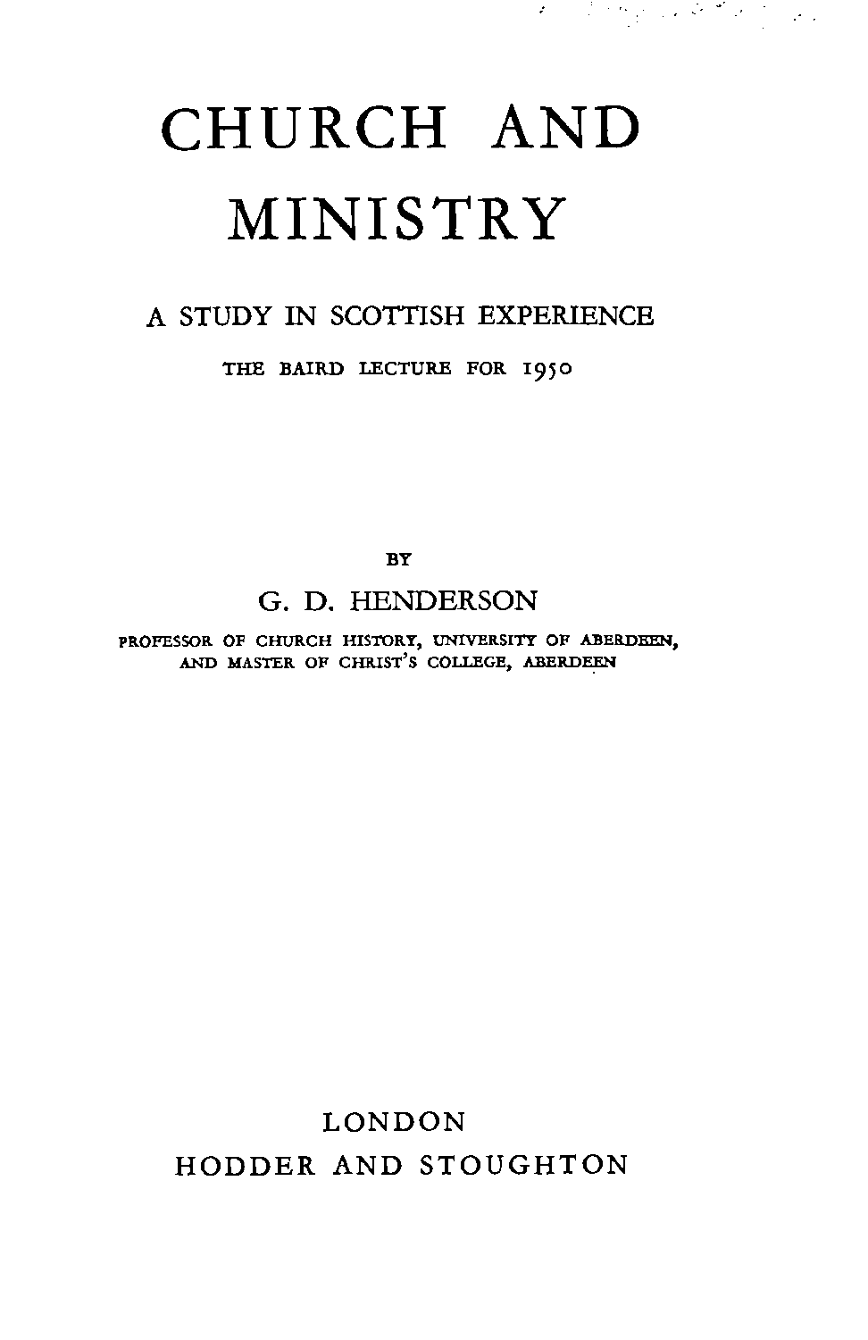# CHURCH AND MINISTRY

## A STUDY IN SCOTTISH EXPERIENCE

THE BAIRD LECTURE FOR 1950

BY

G. D. HENDERSON

PROFESSOR OF CHURCH HISTORY, UNIVERSITY OF ABERDEEN, AND MASTER OF CHRIST'S COLLEGE, ABERDEEN

LONDON
HODDER AND STOUGHTON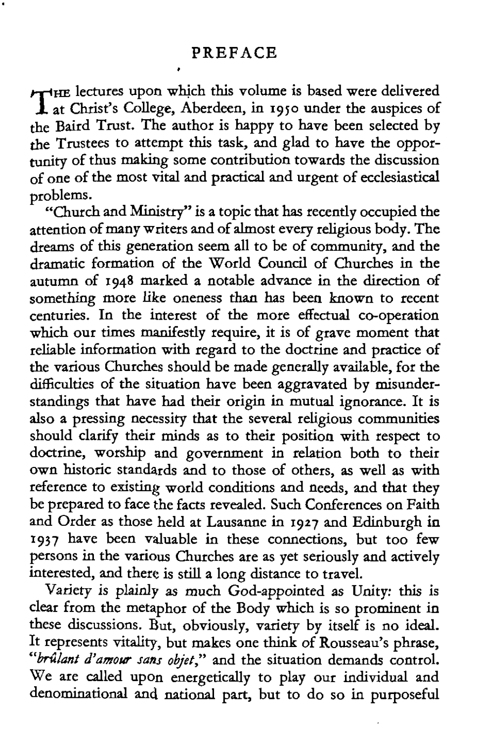# PREFACE

THE lectures upon which this volume is based were delivered at Christ's College, Aberdeen, in 1950 under the auspices of the Baird Trust. The author is happy to have been selected by the Trustees to attempt this task, and glad to have the opportunity of thus making some contribution towards the discussion of one of the most vital and practical and urgent of ecclesiastical problems.

"Church and Ministry" is a topic that has recently occupied the attention of many writers and of almost every religious body. The dreams of this generation seem all to be of community, and the dramatic formation of the World Council of Churches in the autumn of 1948 marked a notable advance in the direction of something more like oneness than has been known to recent centuries. In the interest of the more effectual co-operation which our times manifestly require, it is of grave moment that reliable information with regard to the doctrine and practice of the various Churches should be made generally available, for the difficulties of the situation have been aggravated by misunderstandings that have had their origin in mutual ignorance. It is also a pressing necessity that the several religious communities should clarify their minds as to their position with respect to doctrine, worship and government in relation both to their own historic standards and to those of others, as well as with reference to existing world conditions and needs, and that they be prepared to face the facts revealed. Such Conferences on Faith and Order as those held at Lausanne in 1927 and Edinburgh in 1937 have been valuable in these connections, but too few persons in the various Churches are as yet seriously and actively interested, and there is still a long distance to travel.

Variety is plainly as much God-appointed as Unity: this is clear from the metaphor of the Body which is so prominent in these discussions. But, obviously, variety by itself is no ideal. It represents vitality, but makes one think of Rousseau's phrase, "*brûlant d'amour sans objet*," and the situation demands control. We are called upon energetically to play our individual and denominational and national part, but to do so in purposeful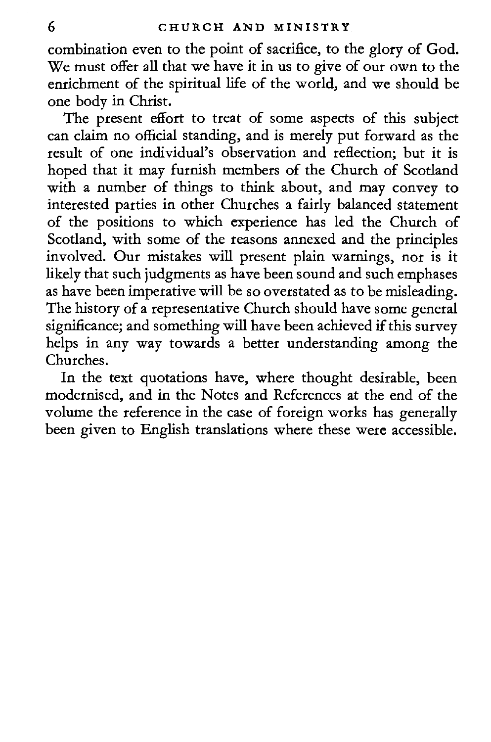combination even to the point of sacrifice, to the glory of God. We must offer all that we have it in us to give of our own to the enrichment of the spiritual life of the world, and we should be one body in Christ.

The present effort to treat of some aspects of this subject can claim no official standing, and is merely put forward as the result of one individual's observation and reflection; but it is hoped that it may furnish members of the Church of Scotland with a number of things to think about, and may convey to interested parties in other Churches a fairly balanced statement of the positions to which experience has led the Church of Scotland, with some of the reasons annexed and the principles involved. Our mistakes will present plain warnings, nor is it likely that such judgments as have been sound and such emphases as have been imperative will be so overstated as to be misleading. The history of a representative Church should have some general significance; and something will have been achieved if this survey helps in any way towards a better understanding among the Churches.

In the text quotations have, where thought desirable, been modernised, and in the Notes and References at the end of the volume the reference in the case of foreign works has generally been given to English translations where these were accessible.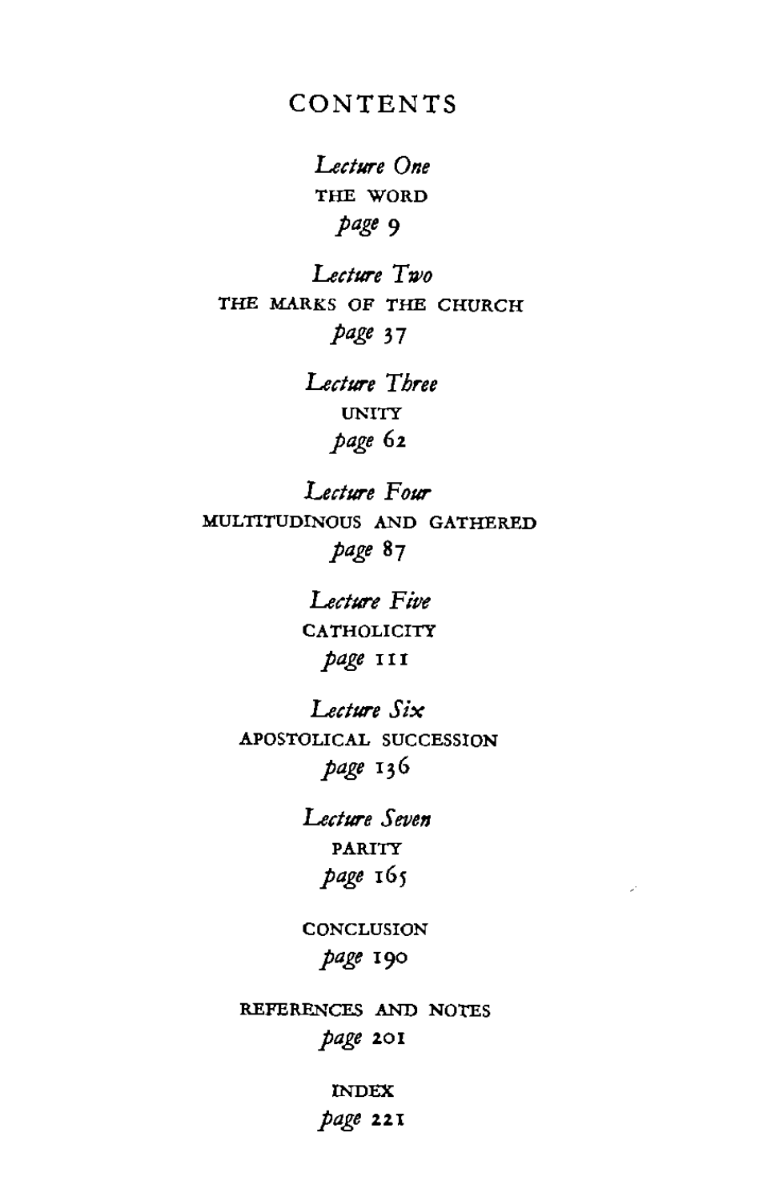# CONTENTS

*Lecture One*
THE WORD
*page* 9

*Lecture Two*
THE MARKS OF THE CHURCH
*page* 37

*Lecture Three*
UNITY
*page* 62

*Lecture Four*
MULTITUDINOUS AND GATHERED
*page* 87

*Lecture Five*
CATHOLICITY
*page* 111

*Lecture Six*
APOSTOLICAL SUCCESSION
*page* 136

*Lecture Seven*
PARITY
*page* 165

CONCLUSION
*page* 190

REFERENCES AND NOTES
*page* 201

INDEX
*page* 221